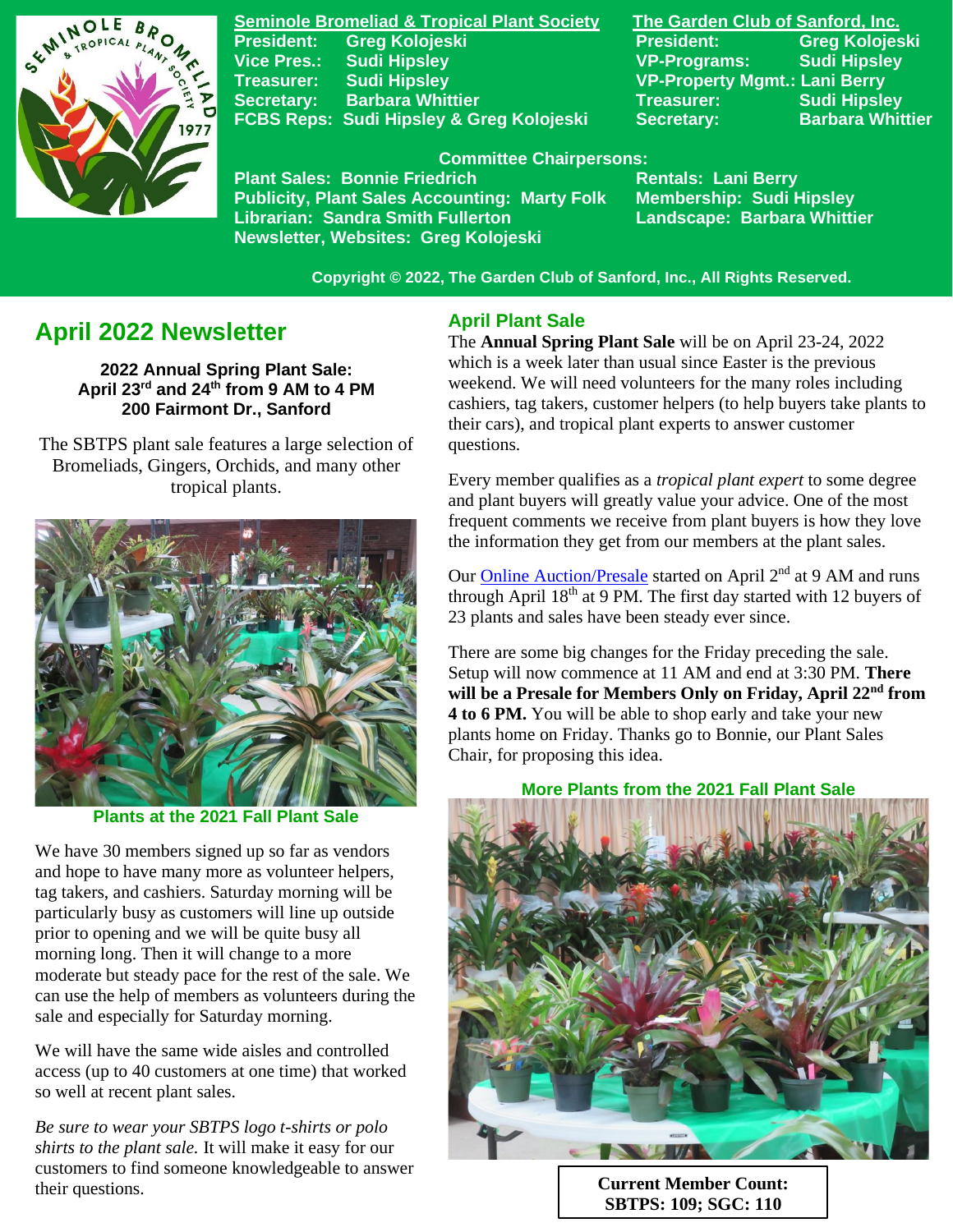**Seminole Bromeliad & Tropical Plant Society**
President: Greg Kolojeski
Vice Pres.: Sudi Hipsley
Treasurer: Sudi Hipsley
Secretary: Barbara Whittier
FCBS Reps: Sudi Hipsley & Greg Kolojeski

**The Garden Club of Sanford, Inc.**
President: Greg Kolojeski
VP-Programs: Sudi Hipsley
VP-Property Mgmt.: Lani Berry
Treasurer: Sudi Hipsley
Secretary: Barbara Whittier

**Committee Chairpersons:**
Plant Sales: Bonnie Friedrich
Publicity, Plant Sales Accounting: Marty Folk
Librarian: Sandra Smith Fullerton
Newsletter, Websites: Greg Kolojeski
Rentals: Lani Berry
Membership: Sudi Hipsley
Landscape: Barbara Whittier

Copyright © 2022, The Garden Club of Sanford, Inc., All Rights Reserved.

# April 2022 Newsletter

**2022 Annual Spring Plant Sale:**
**April 23rd and 24th from 9 AM to 4 PM**
**200 Fairmont Dr., Sanford**

The SBTPS plant sale features a large selection of Bromeliads, Gingers, Orchids, and many other tropical plants.

Plants at the 2021 Fall Plant Sale

We have 30 members signed up so far as vendors and hope to have many more as volunteer helpers, tag takers, and cashiers. Saturday morning will be particularly busy as customers will line up outside prior to opening and we will be quite busy all morning long. Then it will change to a more moderate but steady pace for the rest of the sale. We can use the help of members as volunteers during the sale and especially for Saturday morning.

We will have the same wide aisles and controlled access (up to 40 customers at one time) that worked so well at recent plant sales.

*Be sure to wear your SBTPS logo t-shirts or polo shirts to the plant sale.* It will make it easy for our customers to find someone knowledgeable to answer their questions.

## April Plant Sale

The **Annual Spring Plant Sale** will be on April 23-24, 2022 which is a week later than usual since Easter is the previous weekend. We will need volunteers for the many roles including cashiers, tag takers, customer helpers (to help buyers take plants to their cars), and tropical plant experts to answer customer questions.

Every member qualifies as a *tropical plant expert* to some degree and plant buyers will greatly value your advice. One of the most frequent comments we receive from plant buyers is how they love the information they get from our members at the plant sales.

Our Online Auction/Presale started on April 2nd at 9 AM and runs through April 18th at 9 PM. The first day started with 12 buyers of 23 plants and sales have been steady ever since.

There are some big changes for the Friday preceding the sale. Setup will now commence at 11 AM and end at 3:30 PM. **There will be a Presale for Members Only on Friday, April 22nd from 4 to 6 PM.** You will be able to shop early and take your new plants home on Friday. Thanks go to Bonnie, our Plant Sales Chair, for proposing this idea.

More Plants from the 2021 Fall Plant Sale

**Current Member Count:**
**SBTPS: 109; SGC: 110**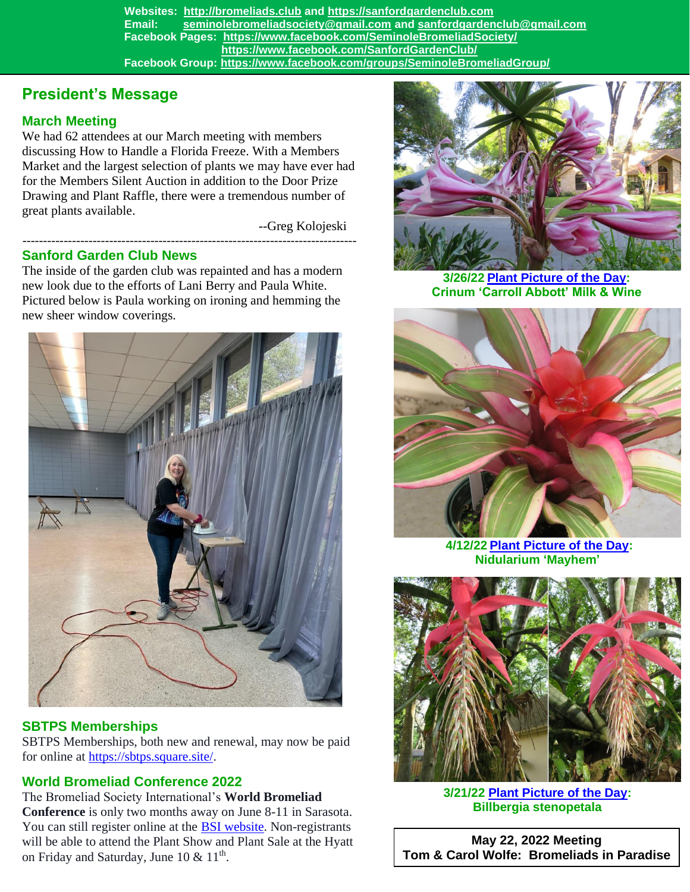**Websites:** http://bromeliads.club and https://sanfordgardenclub.com
**Email:** seminolebromeliadsociety@gmail.com and sanfordgardenclub@gmail.com
**Facebook Pages:** https://www.facebook.com/SeminoleBromeliadSociety/
https://www.facebook.com/SanfordGardenClub/
**Facebook Group:** https://www.facebook.com/groups/SeminoleBromeliadGroup/

## President's Message

### March Meeting

We had 62 attendees at our March meeting with members discussing How to Handle a Florida Freeze. With a Members Market and the largest selection of plants we may have ever had for the Members Silent Auction in addition to the Door Prize Drawing and Plant Raffle, there were a tremendous number of great plants available.

--Greg Kolojeski

---

### Sanford Garden Club News

The inside of the garden club was repainted and has a modern new look due to the efforts of Lani Berry and Paula White. Pictured below is Paula working on ironing and hemming the new sheer window coverings.

### SBTPS Memberships

SBTPS Memberships, both new and renewal, may now be paid for online at https://sbtps.square.site/.

### World Bromeliad Conference 2022

The Bromeliad Society International's **World Bromeliad Conference** is only two months away on June 8-11 in Sarasota. You can still register online at the BSI website. Non-registrants will be able to attend the Plant Show and Plant Sale at the Hyatt on Friday and Saturday, June 10 & 11th.

**3/26/22 Plant Picture of the Day: Crinum 'Carroll Abbott' Milk & Wine**

**4/12/22 Plant Picture of the Day: Nidularium 'Mayhem'**

**3/21/22 Plant Picture of the Day: Billbergia stenopetala**

**May 22, 2022 Meeting**
**Tom & Carol Wolfe: Bromeliads in Paradise**